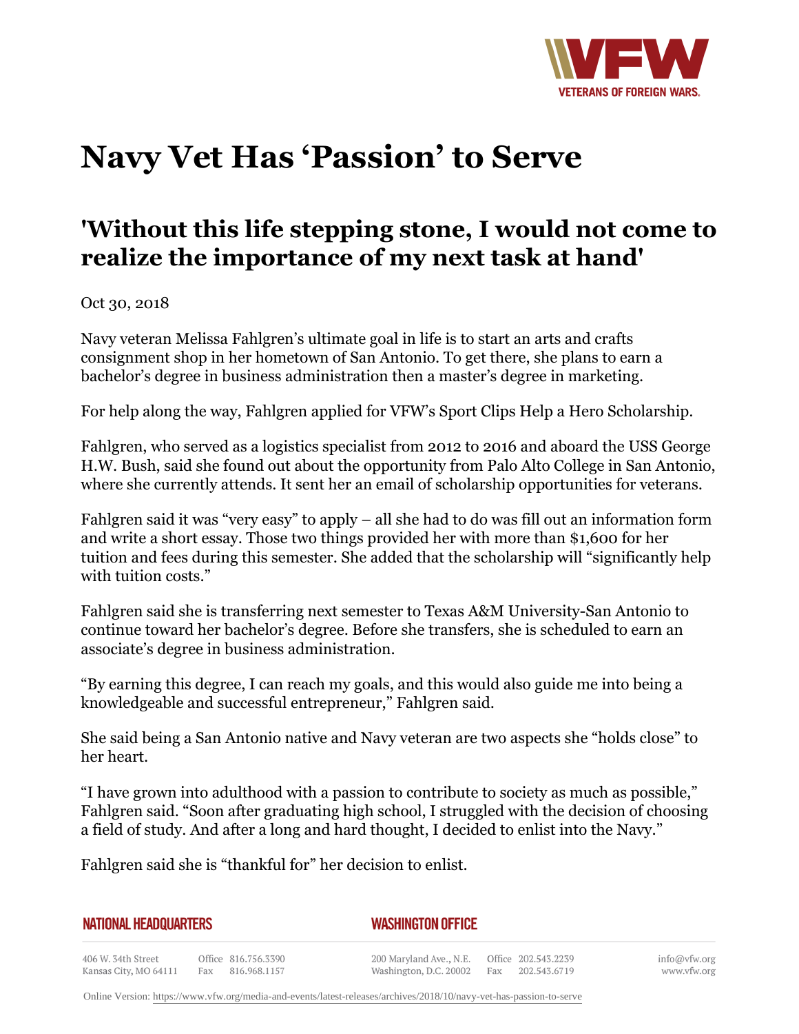# Navy Vet Has 'Passion' to Serve

## 'Without this life stepping stone, I would not come to realize the importance of my next task at hand'

Oct 30, 2018

Navy veteran Melissa Fahlgren's ultimate goal in life is to start an arts and crafts consignment shop in her hometown of San Antonio. To get there, she plans to earn a bachelor's degree in business administration then a master's degree in marketing.

For help along the way, Fahlgren applied for VFW's Sport Clips Help a Hero Scholarship.

Fahlgren, who served as a logistics specialist from 2012 to 2016 and aboard the USS George H.W. Bush, said she found out about the opportunity from Palo Alto College in San Antonio, where she currently attends. It sent her an email of scholarship opportunities for veterans.

Fahlgren said it was "very easy" to apply – all she had to do was fill out an information form and write a short essay. Those two things provided her with more than $1,600 for her tuition and fees during this semester. She added that the scholarship will "significantly help with tuition costs."

Fahlgren said she is transferring next semester to Texas A&M University-San Antonio to continue toward her bachelor's degree. Before she transfers, she is scheduled to earn an associate's degree in business administration.

"By earning this degree, I can reach my goals, and this would also guide me into being a knowledgeable and successful entrepreneur," Fahlgren said.

She said being a San Antonio native and Navy veteran are two aspects she "holds close" to her heart.

"I have grown into adulthood with a passion to contribute to society as much as possible," Fahlgren said. "Soon after graduating high school, I struggled with the decision of choosing a field of study. And after a long and hard thought, I decided to enlist into the Navy."

Fahlgren said she is "thankful for" her decision to enlist.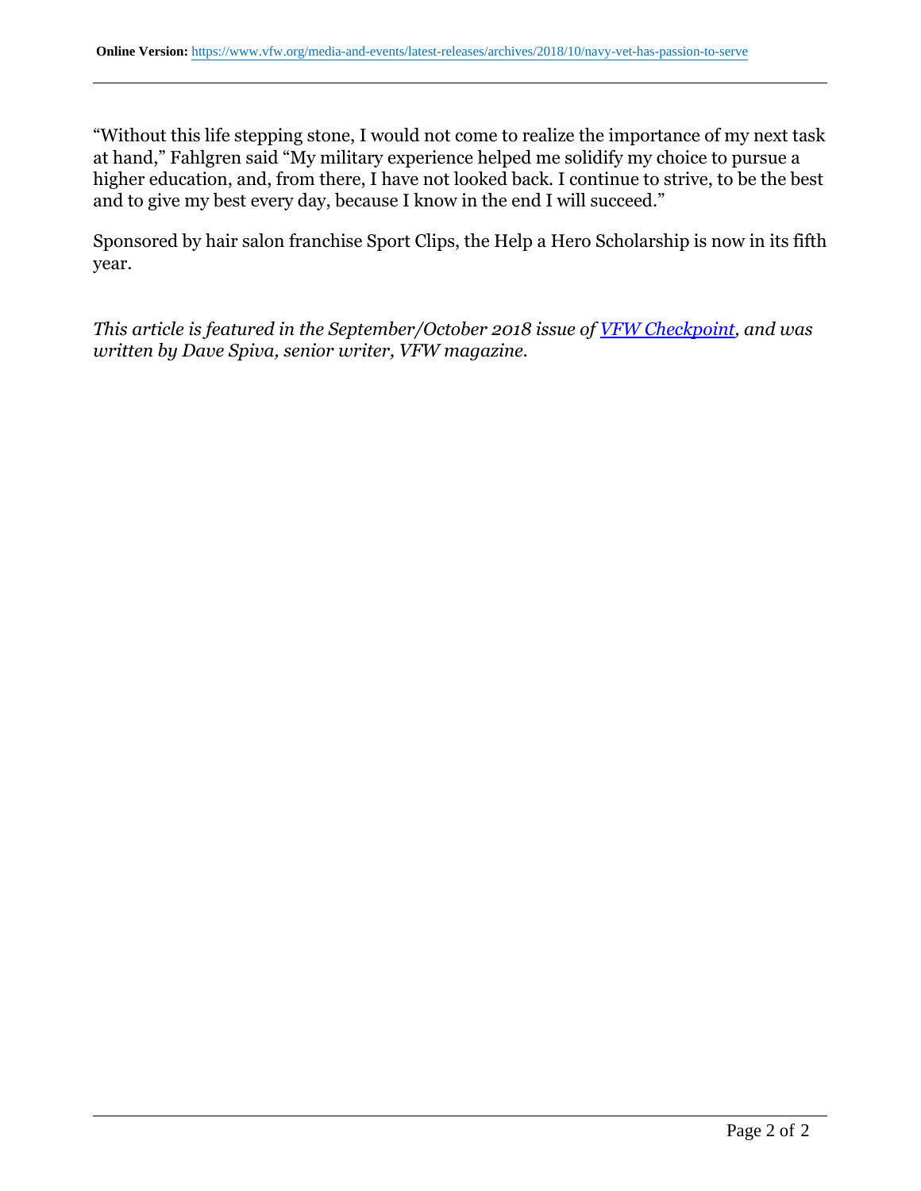"Without this life stepping stone, I would not come to realize the importance of my next task at hand," Fahlgren said "My military experience helped me solidify my choice to pursue a higher education, and, from there, I have not looked back. I continue to strive, to be the best and to give my best every day, because I know in the end I will succeed."

Sponsored by hair salon franchise Sport Clips, the Help a Hero Scholarship is now in its fifth year.

*This article is featured in the September/October 2018 issue of [VFW Checkpoint](), and was written by Dave Spiva, senior writer, VFW magazine.*